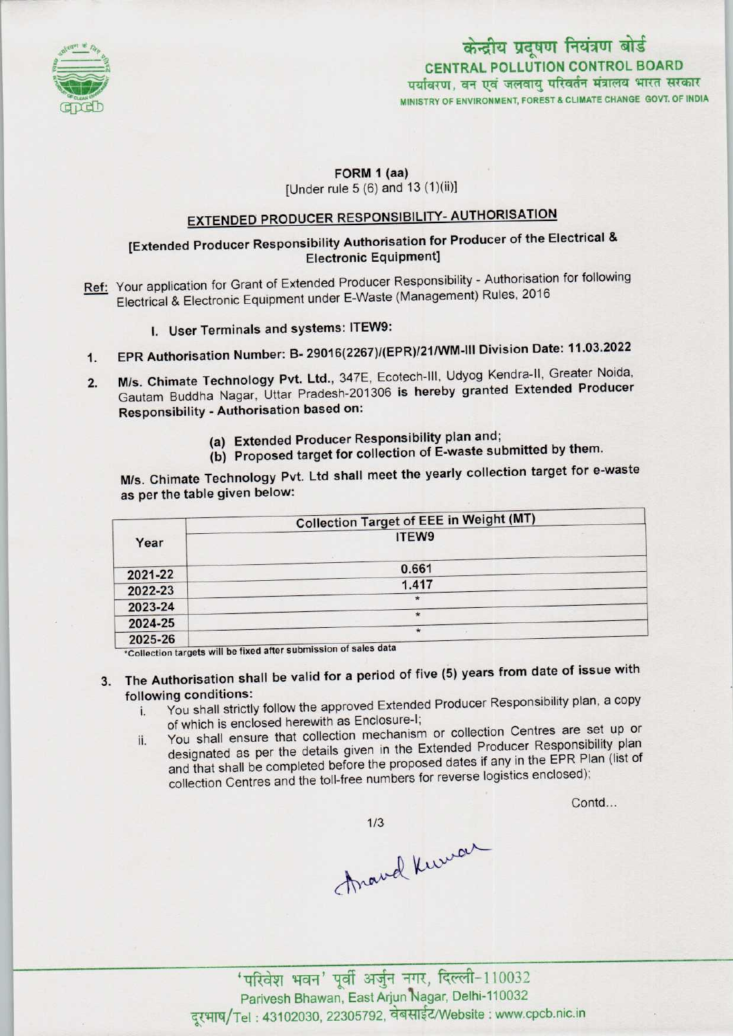केन्द्रीय प्रदूषण नियंत्रण बोर्ड
CENTRAL POLLUTION CONTROL BOARD
पर्यावरण, वन एवं जलवायु परिवर्तन मंत्रालय भारत सरकार
MINISTRY OF ENVIRONMENT, FOREST & CLIMATE CHANGE GOVT. OF INDIA

**FORM 1 (aa)**
[Under rule 5 (6) and 13 (1)(ii)]

## EXTENDED PRODUCER RESPONSIBILITY- AUTHORISATION

**[Extended Producer Responsibility Authorisation for Producer of the Electrical & Electronic Equipment]**

Ref: Your application for Grant of Extended Producer Responsibility - Authorisation for following Electrical & Electronic Equipment under E-Waste (Management) Rules, 2016

I. User Terminals and systems: ITEW9:

1. EPR Authorisation Number: B- 29016(2267)/(EPR)/21/WM-III Division Date: 11.03.2022

2. M/s. Chimate Technology Pvt. Ltd., 347E, Ecotech-III, Udyog Kendra-II, Greater Noida, Gautam Buddha Nagar, Uttar Pradesh-201306 is hereby granted Extended Producer Responsibility - Authorisation based on:

   (a) Extended Producer Responsibility plan and;
   (b) Proposed target for collection of E-waste submitted by them.

M/s. Chimate Technology Pvt. Ltd shall meet the yearly collection target for e-waste as per the table given below:

| Year | Collection Target of EEE in Weight (MT) |
|---|---|
| | ITEW9 |
| 2021-22 | 0.661 |
| 2022-23 | 1.417 |
| 2023-24 | * |
| 2024-25 | * |
| 2025-26 | * |

*Collection targets will be fixed after submission of sales data

3. The Authorisation shall be valid for a period of five (5) years from date of issue with following conditions:
   i. You shall strictly follow the approved Extended Producer Responsibility plan, a copy of which is enclosed herewith as Enclosure-I;
   ii. You shall ensure that collection mechanism or collection Centres are set up or designated as per the details given in the Extended Producer Responsibility plan and that shall be completed before the proposed dates if any in the EPR Plan (list of collection Centres and the toll-free numbers for reverse logistics enclosed);

Contd...

Anand Kumar

'परिवेश भवन' पूर्वी अर्जुन नगर, दिल्ली-110032
Parivesh Bhawan, East Arjun Nagar, Delhi-110032
दूरभाष/Tel : 43102030, 22305792, वेबसाईट/Website : www.cpcb.nic.in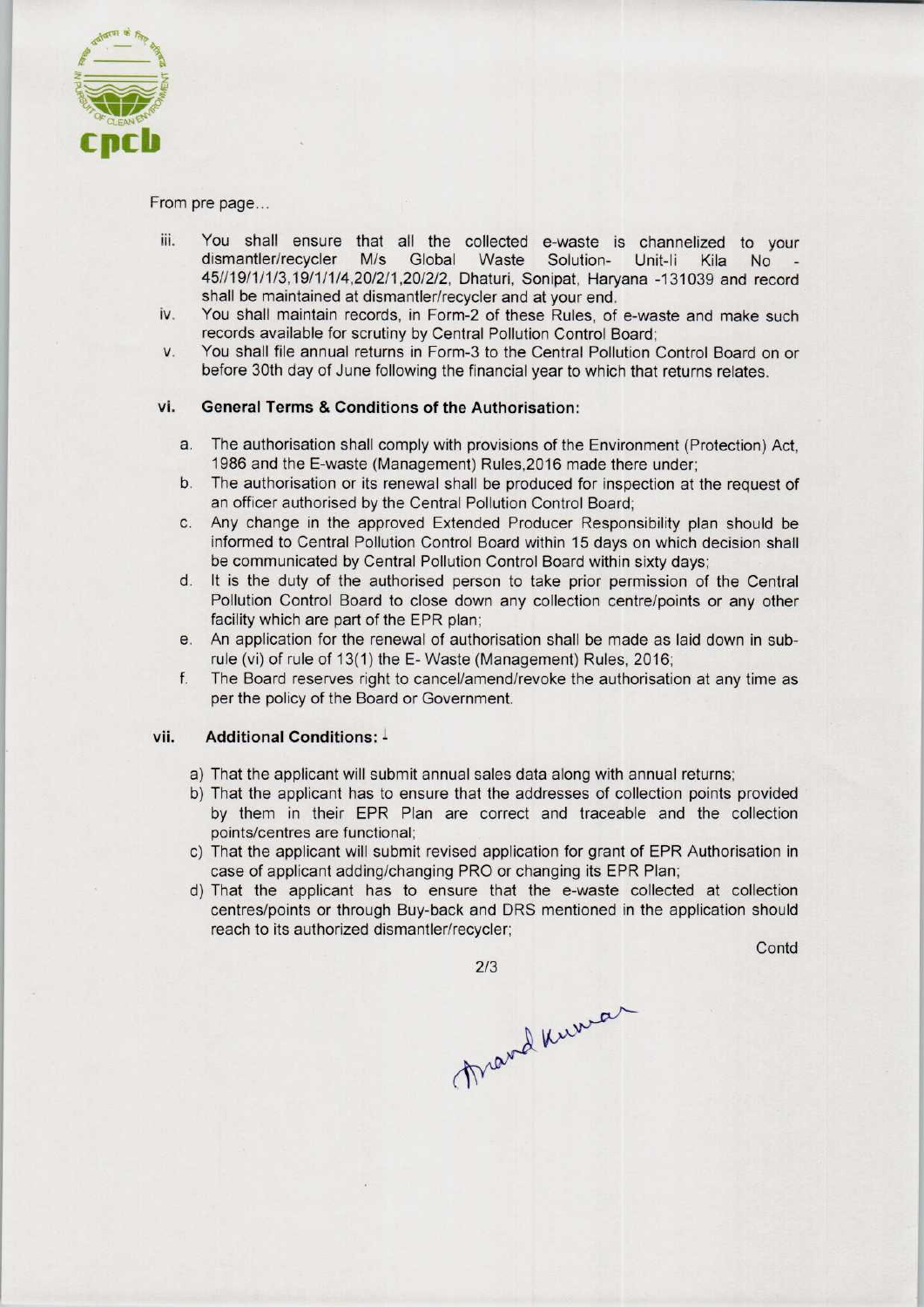From pre page...

iii. You shall ensure that all the collected e-waste is channelized to your dismantler/recycler M/s Global Waste Solution- Unit-Ii Kila No - 45//19/1/1/3,19/1/1/4,20/2/1,20/2/2, Dhaturi, Sonipat, Haryana -131039 and record shall be maintained at dismantler/recycler and at your end.

iv. You shall maintain records, in Form-2 of these Rules, of e-waste and make such records available for scrutiny by Central Pollution Control Board;

v. You shall file annual returns in Form-3 to the Central Pollution Control Board on or before 30th day of June following the financial year to which that returns relates.

**vi. General Terms & Conditions of the Authorisation:**

a. The authorisation shall comply with provisions of the Environment (Protection) Act, 1986 and the E-waste (Management) Rules,2016 made there under;

b. The authorisation or its renewal shall be produced for inspection at the request of an officer authorised by the Central Pollution Control Board;

c. Any change in the approved Extended Producer Responsibility plan should be informed to Central Pollution Control Board within 15 days on which decision shall be communicated by Central Pollution Control Board within sixty days;

d. It is the duty of the authorised person to take prior permission of the Central Pollution Control Board to close down any collection centre/points or any other facility which are part of the EPR plan;

e. An application for the renewal of authorisation shall be made as laid down in sub-rule (vi) of rule of 13(1) the E- Waste (Management) Rules, 2016;

f. The Board reserves right to cancel/amend/revoke the authorisation at any time as per the policy of the Board or Government.

**vii. Additional Conditions:**

a) That the applicant will submit annual sales data along with annual returns;

b) That the applicant has to ensure that the addresses of collection points provided by them in their EPR Plan are correct and traceable and the collection points/centres are functional;

c) That the applicant will submit revised application for grant of EPR Authorisation in case of applicant adding/changing PRO or changing its EPR Plan;

d) That the applicant has to ensure that the e-waste collected at collection centres/points or through Buy-back and DRS mentioned in the application should reach to its authorized dismantler/recycler;

Contd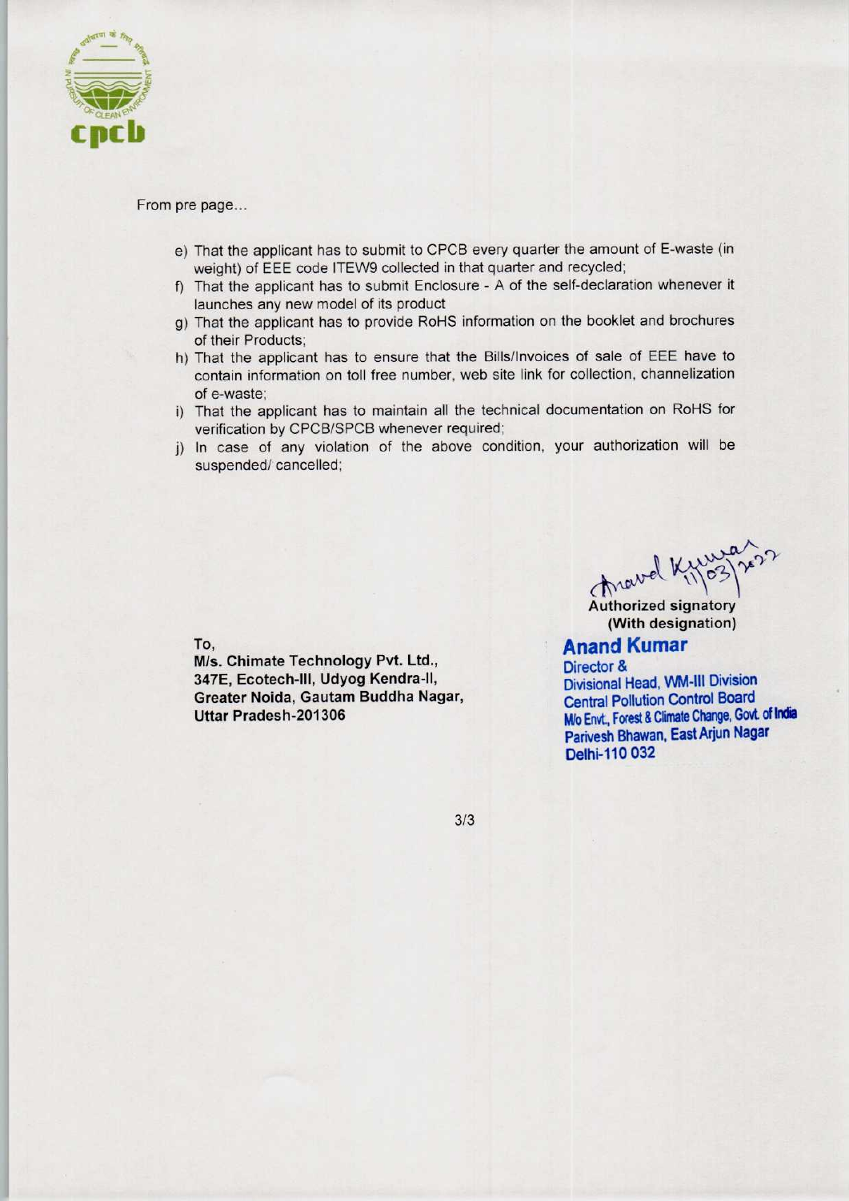From pre page...

e) That the applicant has to submit to CPCB every quarter the amount of E-waste (in weight) of EEE code ITEW9 collected in that quarter and recycled;
f) That the applicant has to submit Enclosure - A of the self-declaration whenever it launches any new model of its product
g) That the applicant has to provide RoHS information on the booklet and brochures of their Products;
h) That the applicant has to ensure that the Bills/Invoices of sale of EEE have to contain information on toll free number, web site link for collection, channelization of e-waste;
i) That the applicant has to maintain all the technical documentation on RoHS for verification by CPCB/SPCB whenever required;
j) In case of any violation of the above condition, your authorization will be suspended/ cancelled;

Anand Kumar 11/03/2022

**Authorized signatory**
**(With designation)**

**Anand Kumar**
Director &
Divisional Head, WM-III Division
Central Pollution Control Board
M/o Envt., Forest & Climate Change, Govt. of India
Parivesh Bhawan, East Arjun Nagar
Delhi-110 032

To,
**M/s. Chimate Technology Pvt. Ltd.,**
**347E, Ecotech-III, Udyog Kendra-II,**
**Greater Noida, Gautam Buddha Nagar,**
**Uttar Pradesh-201306**